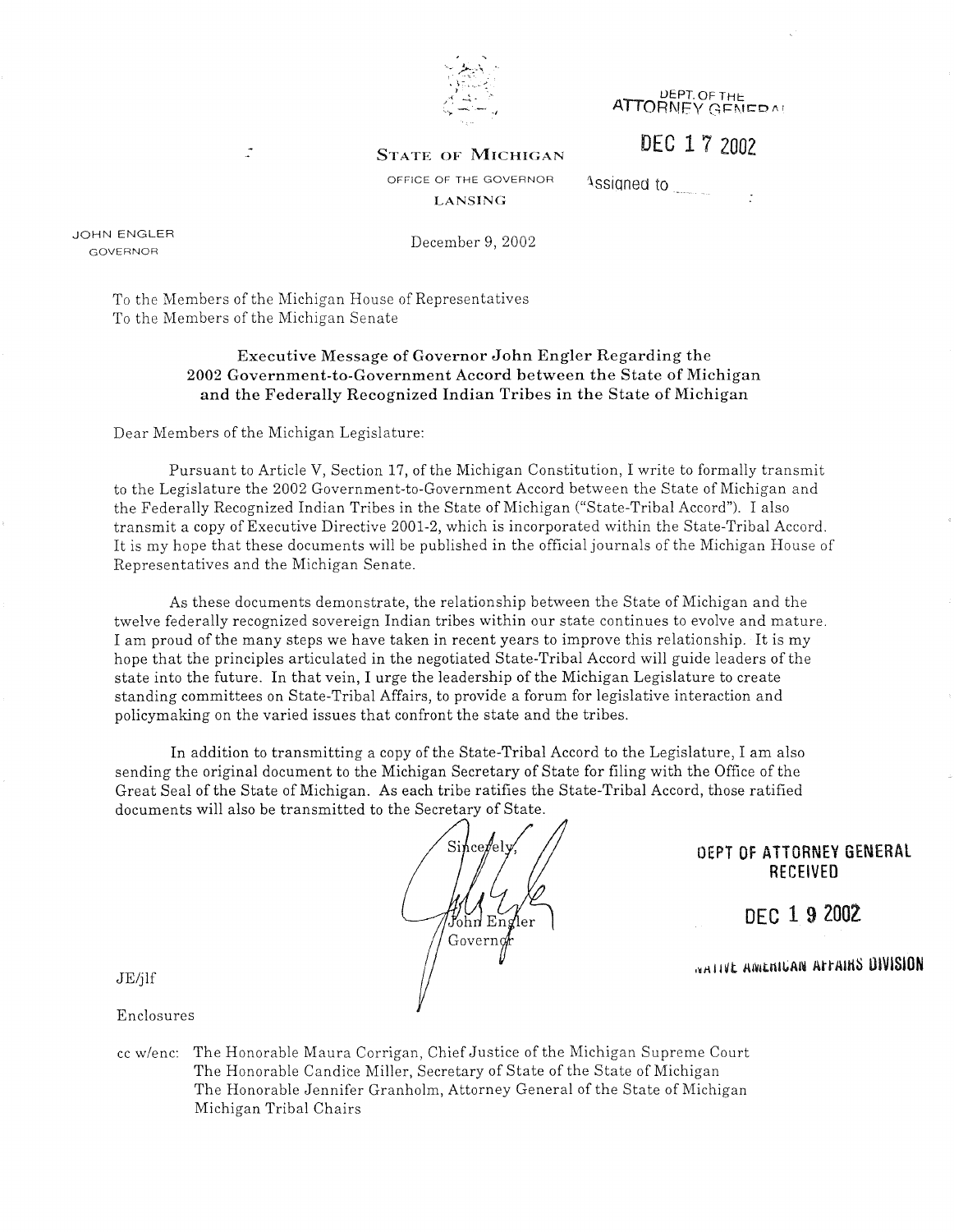STATE OF MICHIGAN

OFFICE OF THE GOVERNOR

LANSING

DEPT. OF THE ATTORNEY GENERAL

DEC 17 2002

Assigned to

JOHN ENGLER
GOVERNOR

December 9, 2002

To the Members of the Michigan House of Representatives
To the Members of the Michigan Senate

**Executive Message of Governor John Engler Regarding the 2002 Government-to-Government Accord between the State of Michigan and the Federally Recognized Indian Tribes in the State of Michigan**

Dear Members of the Michigan Legislature:

Pursuant to Article V, Section 17, of the Michigan Constitution, I write to formally transmit to the Legislature the 2002 Government-to-Government Accord between the State of Michigan and the Federally Recognized Indian Tribes in the State of Michigan ("State-Tribal Accord"). I also transmit a copy of Executive Directive 2001-2, which is incorporated within the State-Tribal Accord. It is my hope that these documents will be published in the official journals of the Michigan House of Representatives and the Michigan Senate.

As these documents demonstrate, the relationship between the State of Michigan and the twelve federally recognized sovereign Indian tribes within our state continues to evolve and mature. I am proud of the many steps we have taken in recent years to improve this relationship. It is my hope that the principles articulated in the negotiated State-Tribal Accord will guide leaders of the state into the future. In that vein, I urge the leadership of the Michigan Legislature to create standing committees on State-Tribal Affairs, to provide a forum for legislative interaction and policymaking on the varied issues that confront the state and the tribes.

In addition to transmitting a copy of the State-Tribal Accord to the Legislature, I am also sending the original document to the Michigan Secretary of State for filing with the Office of the Great Seal of the State of Michigan. As each tribe ratifies the State-Tribal Accord, those ratified documents will also be transmitted to the Secretary of State.

Sincerely,

John Engler
Governor

DEPT OF ATTORNEY GENERAL
RECEIVED

DEC 19 2002

NATIVE AMERICAN AFFAIRS DIVISION

JE/jlf

Enclosures

cc w/enc: The Honorable Maura Corrigan, Chief Justice of the Michigan Supreme Court
The Honorable Candice Miller, Secretary of State of the State of Michigan
The Honorable Jennifer Granholm, Attorney General of the State of Michigan
Michigan Tribal Chairs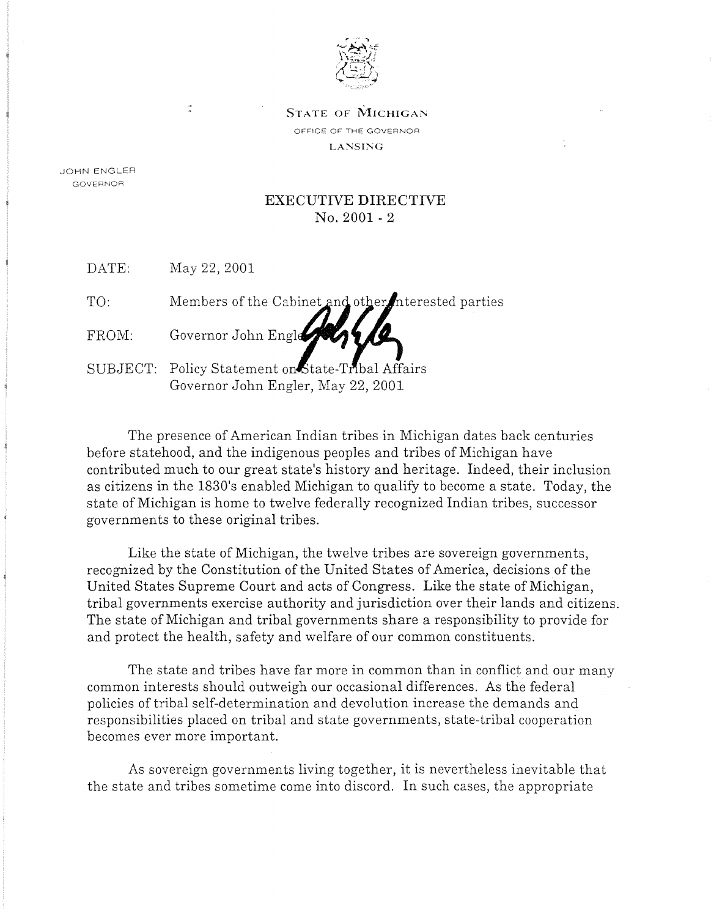STATE OF MICHIGAN
OFFICE OF THE GOVERNOR
LANSING

JOHN ENGLER
GOVERNOR

# EXECUTIVE DIRECTIVE
## No. 2001 - 2

DATE: May 22, 2001

TO: Members of the Cabinet and other interested parties

FROM: Governor John Engler

SUBJECT: Policy Statement on State-Tribal Affairs
Governor John Engler, May 22, 2001

The presence of American Indian tribes in Michigan dates back centuries before statehood, and the indigenous peoples and tribes of Michigan have contributed much to our great state's history and heritage. Indeed, their inclusion as citizens in the 1830's enabled Michigan to qualify to become a state. Today, the state of Michigan is home to twelve federally recognized Indian tribes, successor governments to these original tribes.

Like the state of Michigan, the twelve tribes are sovereign governments, recognized by the Constitution of the United States of America, decisions of the United States Supreme Court and acts of Congress. Like the state of Michigan, tribal governments exercise authority and jurisdiction over their lands and citizens. The state of Michigan and tribal governments share a responsibility to provide for and protect the health, safety and welfare of our common constituents.

The state and tribes have far more in common than in conflict and our many common interests should outweigh our occasional differences. As the federal policies of tribal self-determination and devolution increase the demands and responsibilities placed on tribal and state governments, state-tribal cooperation becomes ever more important.

As sovereign governments living together, it is nevertheless inevitable that the state and tribes sometime come into discord. In such cases, the appropriate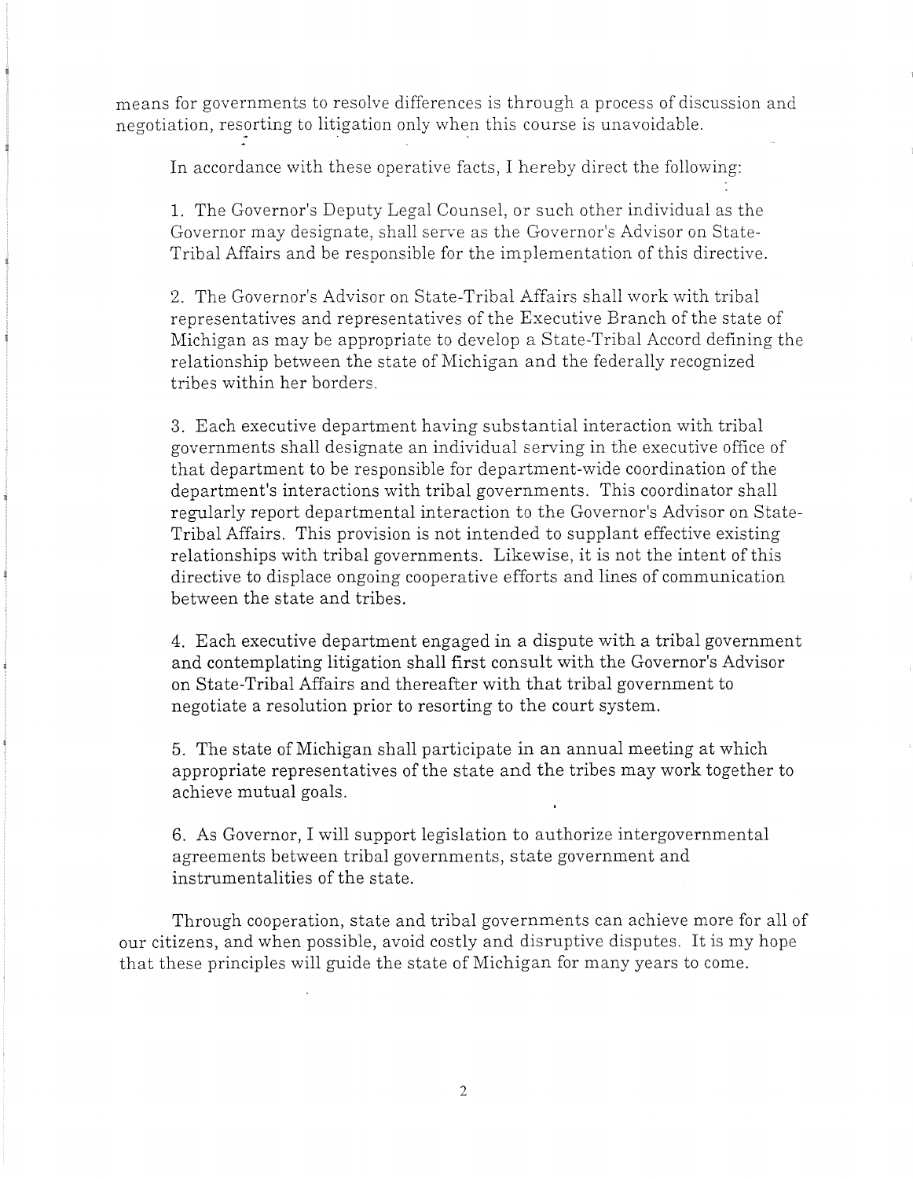means for governments to resolve differences is through a process of discussion and negotiation, resorting to litigation only when this course is unavoidable.

In accordance with these operative facts, I hereby direct the following:

1. The Governor's Deputy Legal Counsel, or such other individual as the Governor may designate, shall serve as the Governor's Advisor on State-Tribal Affairs and be responsible for the implementation of this directive.

2. The Governor's Advisor on State-Tribal Affairs shall work with tribal representatives and representatives of the Executive Branch of the state of Michigan as may be appropriate to develop a State-Tribal Accord defining the relationship between the state of Michigan and the federally recognized tribes within her borders.

3. Each executive department having substantial interaction with tribal governments shall designate an individual serving in the executive office of that department to be responsible for department-wide coordination of the department's interactions with tribal governments. This coordinator shall regularly report departmental interaction to the Governor's Advisor on State-Tribal Affairs. This provision is not intended to supplant effective existing relationships with tribal governments. Likewise, it is not the intent of this directive to displace ongoing cooperative efforts and lines of communication between the state and tribes.

4. Each executive department engaged in a dispute with a tribal government and contemplating litigation shall first consult with the Governor's Advisor on State-Tribal Affairs and thereafter with that tribal government to negotiate a resolution prior to resorting to the court system.

5. The state of Michigan shall participate in an annual meeting at which appropriate representatives of the state and the tribes may work together to achieve mutual goals.

6. As Governor, I will support legislation to authorize intergovernmental agreements between tribal governments, state government and instrumentalities of the state.

Through cooperation, state and tribal governments can achieve more for all of our citizens, and when possible, avoid costly and disruptive disputes. It is my hope that these principles will guide the state of Michigan for many years to come.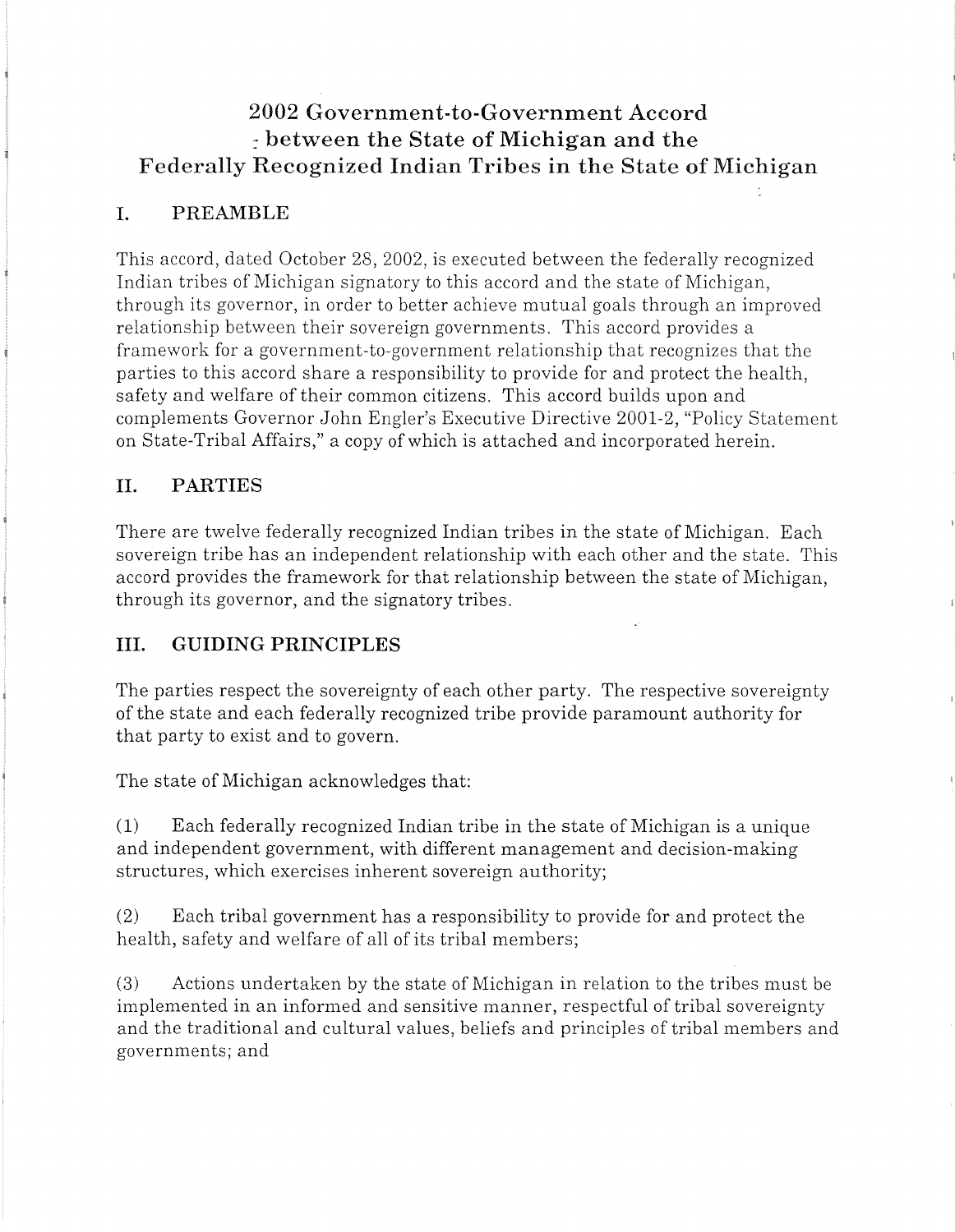# 2002 Government-to-Government Accord between the State of Michigan and the Federally Recognized Indian Tribes in the State of Michigan

## I. PREAMBLE

This accord, dated October 28, 2002, is executed between the federally recognized Indian tribes of Michigan signatory to this accord and the state of Michigan, through its governor, in order to better achieve mutual goals through an improved relationship between their sovereign governments. This accord provides a framework for a government-to-government relationship that recognizes that the parties to this accord share a responsibility to provide for and protect the health, safety and welfare of their common citizens. This accord builds upon and complements Governor John Engler's Executive Directive 2001-2, "Policy Statement on State-Tribal Affairs," a copy of which is attached and incorporated herein.

## II. PARTIES

There are twelve federally recognized Indian tribes in the state of Michigan. Each sovereign tribe has an independent relationship with each other and the state. This accord provides the framework for that relationship between the state of Michigan, through its governor, and the signatory tribes.

## III. GUIDING PRINCIPLES

The parties respect the sovereignty of each other party. The respective sovereignty of the state and each federally recognized tribe provide paramount authority for that party to exist and to govern.

The state of Michigan acknowledges that:

(1) Each federally recognized Indian tribe in the state of Michigan is a unique and independent government, with different management and decision-making structures, which exercises inherent sovereign authority;

(2) Each tribal government has a responsibility to provide for and protect the health, safety and welfare of all of its tribal members;

(3) Actions undertaken by the state of Michigan in relation to the tribes must be implemented in an informed and sensitive manner, respectful of tribal sovereignty and the traditional and cultural values, beliefs and principles of tribal members and governments; and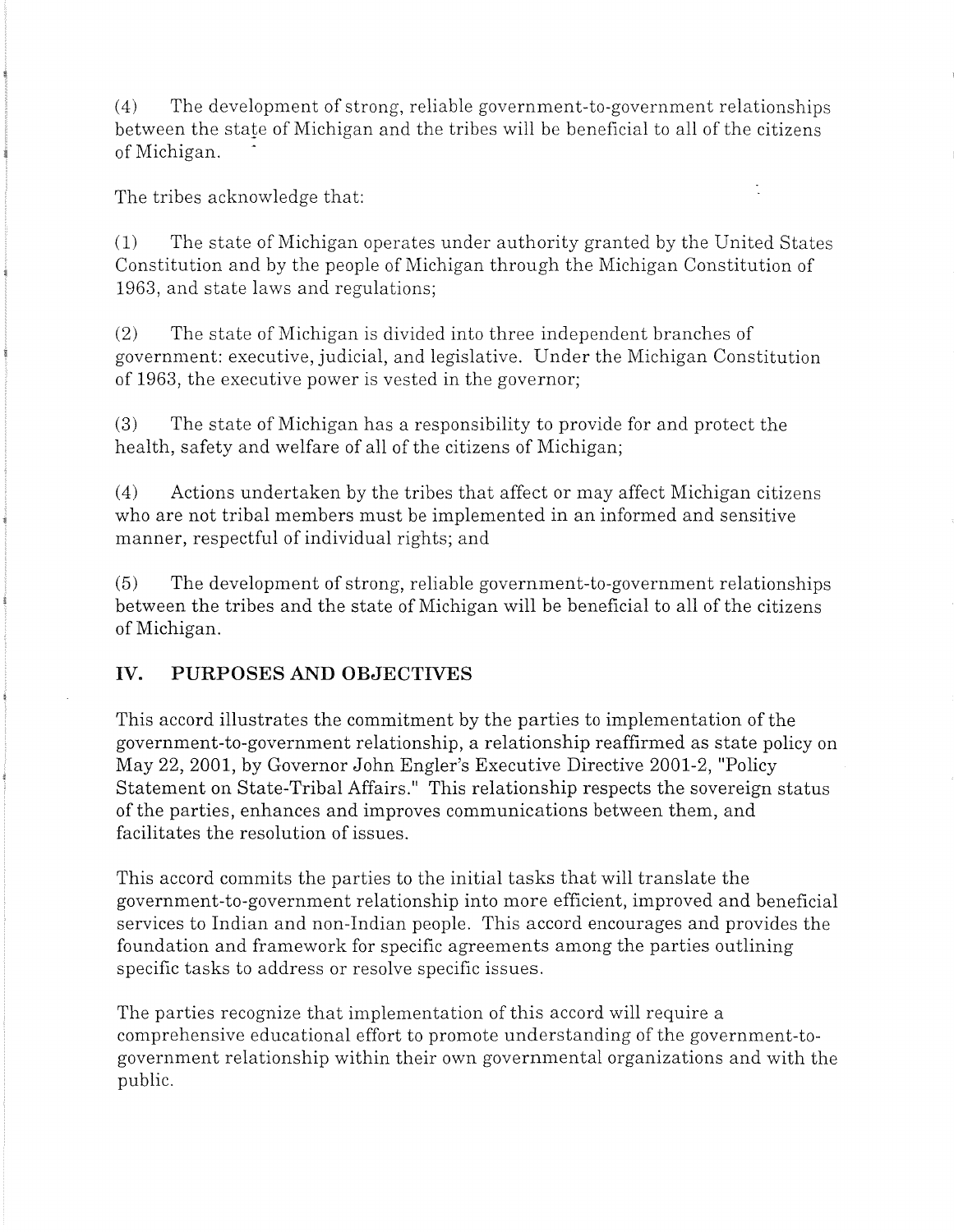(4) The development of strong, reliable government-to-government relationships between the state of Michigan and the tribes will be beneficial to all of the citizens of Michigan.

The tribes acknowledge that:

(1) The state of Michigan operates under authority granted by the United States Constitution and by the people of Michigan through the Michigan Constitution of 1963, and state laws and regulations;

(2) The state of Michigan is divided into three independent branches of government: executive, judicial, and legislative. Under the Michigan Constitution of 1963, the executive power is vested in the governor;

(3) The state of Michigan has a responsibility to provide for and protect the health, safety and welfare of all of the citizens of Michigan;

(4) Actions undertaken by the tribes that affect or may affect Michigan citizens who are not tribal members must be implemented in an informed and sensitive manner, respectful of individual rights; and

(5) The development of strong, reliable government-to-government relationships between the tribes and the state of Michigan will be beneficial to all of the citizens of Michigan.

## IV. PURPOSES AND OBJECTIVES

This accord illustrates the commitment by the parties to implementation of the government-to-government relationship, a relationship reaffirmed as state policy on May 22, 2001, by Governor John Engler's Executive Directive 2001-2, "Policy Statement on State-Tribal Affairs." This relationship respects the sovereign status of the parties, enhances and improves communications between them, and facilitates the resolution of issues.

This accord commits the parties to the initial tasks that will translate the government-to-government relationship into more efficient, improved and beneficial services to Indian and non-Indian people. This accord encourages and provides the foundation and framework for specific agreements among the parties outlining specific tasks to address or resolve specific issues.

The parties recognize that implementation of this accord will require a comprehensive educational effort to promote understanding of the government-to-government relationship within their own governmental organizations and with the public.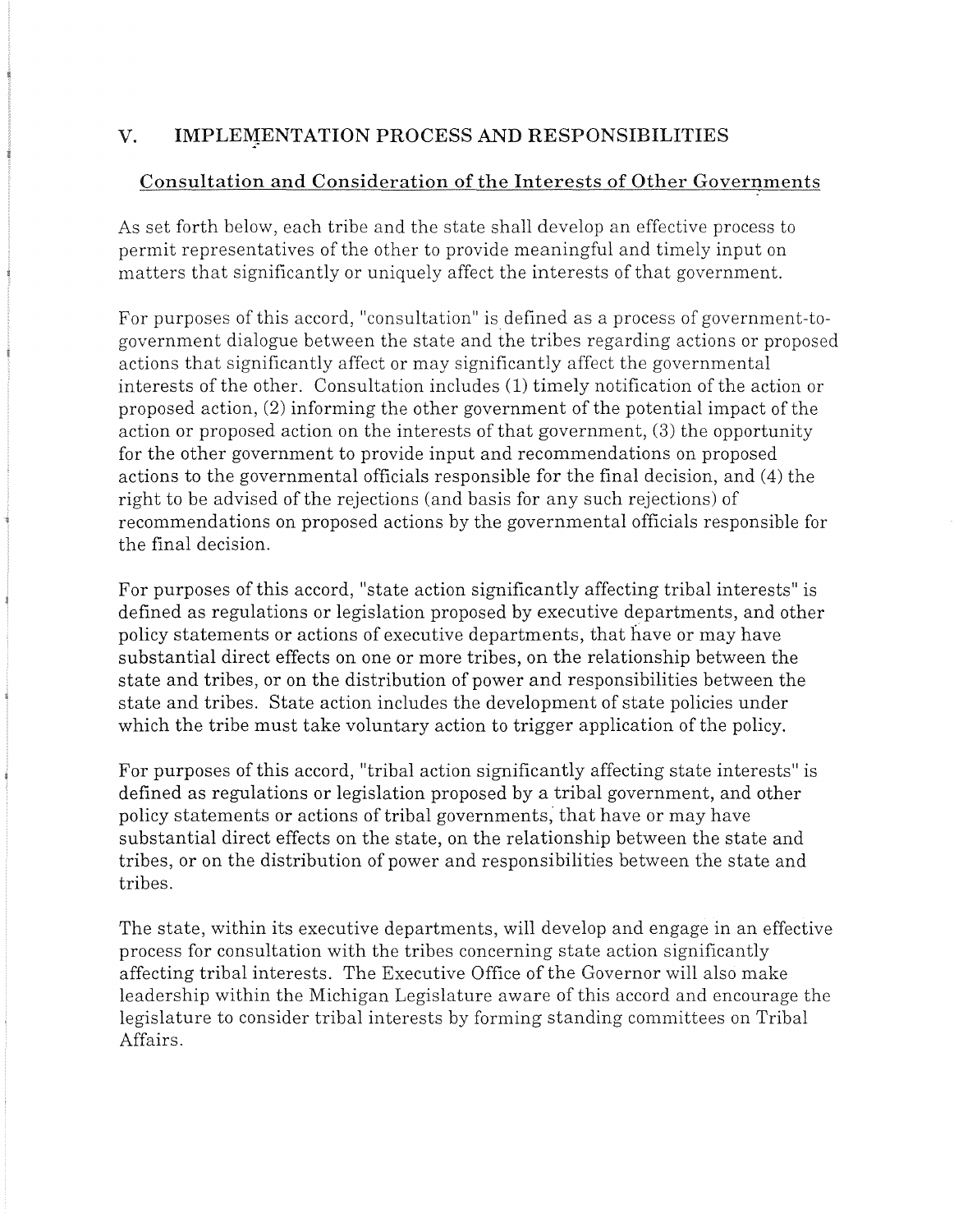## V. IMPLEMENTATION PROCESS AND RESPONSIBILITIES

### Consultation and Consideration of the Interests of Other Governments

As set forth below, each tribe and the state shall develop an effective process to permit representatives of the other to provide meaningful and timely input on matters that significantly or uniquely affect the interests of that government.

For purposes of this accord, "consultation" is defined as a process of government-to-government dialogue between the state and the tribes regarding actions or proposed actions that significantly affect or may significantly affect the governmental interests of the other. Consultation includes (1) timely notification of the action or proposed action, (2) informing the other government of the potential impact of the action or proposed action on the interests of that government, (3) the opportunity for the other government to provide input and recommendations on proposed actions to the governmental officials responsible for the final decision, and (4) the right to be advised of the rejections (and basis for any such rejections) of recommendations on proposed actions by the governmental officials responsible for the final decision.

For purposes of this accord, "state action significantly affecting tribal interests" is defined as regulations or legislation proposed by executive departments, and other policy statements or actions of executive departments, that have or may have substantial direct effects on one or more tribes, on the relationship between the state and tribes, or on the distribution of power and responsibilities between the state and tribes. State action includes the development of state policies under which the tribe must take voluntary action to trigger application of the policy.

For purposes of this accord, "tribal action significantly affecting state interests" is defined as regulations or legislation proposed by a tribal government, and other policy statements or actions of tribal governments, that have or may have substantial direct effects on the state, on the relationship between the state and tribes, or on the distribution of power and responsibilities between the state and tribes.

The state, within its executive departments, will develop and engage in an effective process for consultation with the tribes concerning state action significantly affecting tribal interests. The Executive Office of the Governor will also make leadership within the Michigan Legislature aware of this accord and encourage the legislature to consider tribal interests by forming standing committees on Tribal Affairs.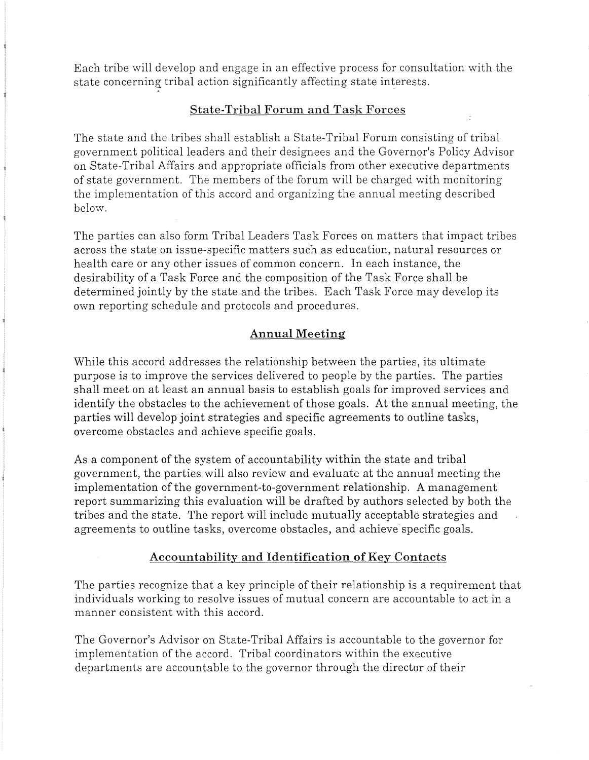Each tribe will develop and engage in an effective process for consultation with the state concerning tribal action significantly affecting state interests.

## State-Tribal Forum and Task Forces

The state and the tribes shall establish a State-Tribal Forum consisting of tribal government political leaders and their designees and the Governor's Policy Advisor on State-Tribal Affairs and appropriate officials from other executive departments of state government. The members of the forum will be charged with monitoring the implementation of this accord and organizing the annual meeting described below.

The parties can also form Tribal Leaders Task Forces on matters that impact tribes across the state on issue-specific matters such as education, natural resources or health care or any other issues of common concern. In each instance, the desirability of a Task Force and the composition of the Task Force shall be determined jointly by the state and the tribes. Each Task Force may develop its own reporting schedule and protocols and procedures.

## Annual Meeting

While this accord addresses the relationship between the parties, its ultimate purpose is to improve the services delivered to people by the parties. The parties shall meet on at least an annual basis to establish goals for improved services and identify the obstacles to the achievement of those goals. At the annual meeting, the parties will develop joint strategies and specific agreements to outline tasks, overcome obstacles and achieve specific goals.

As a component of the system of accountability within the state and tribal government, the parties will also review and evaluate at the annual meeting the implementation of the government-to-government relationship. A management report summarizing this evaluation will be drafted by authors selected by both the tribes and the state. The report will include mutually acceptable strategies and agreements to outline tasks, overcome obstacles, and achieve specific goals.

## Accountability and Identification of Key Contacts

The parties recognize that a key principle of their relationship is a requirement that individuals working to resolve issues of mutual concern are accountable to act in a manner consistent with this accord.

The Governor's Advisor on State-Tribal Affairs is accountable to the governor for implementation of the accord. Tribal coordinators within the executive departments are accountable to the governor through the director of their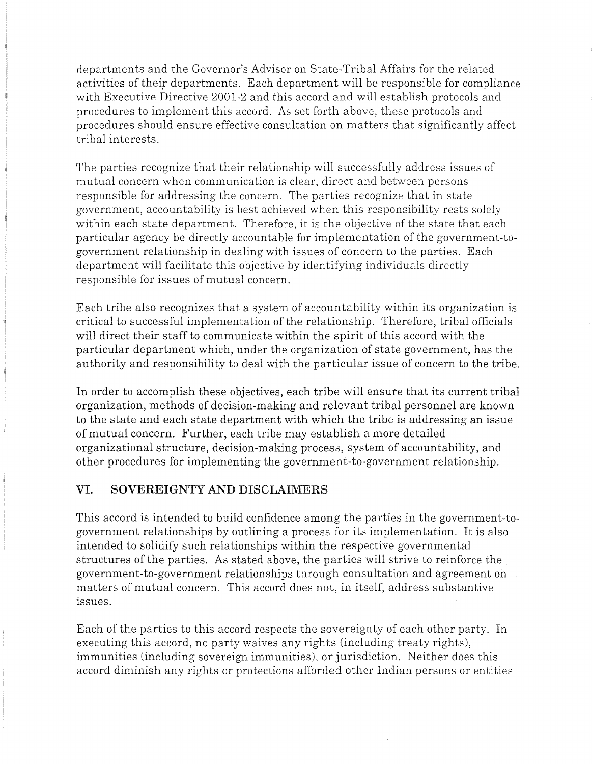departments and the Governor's Advisor on State-Tribal Affairs for the related activities of their departments. Each department will be responsible for compliance with Executive Directive 2001-2 and this accord and will establish protocols and procedures to implement this accord. As set forth above, these protocols and procedures should ensure effective consultation on matters that significantly affect tribal interests.

The parties recognize that their relationship will successfully address issues of mutual concern when communication is clear, direct and between persons responsible for addressing the concern. The parties recognize that in state government, accountability is best achieved when this responsibility rests solely within each state department. Therefore, it is the objective of the state that each particular agency be directly accountable for implementation of the government-to-government relationship in dealing with issues of concern to the parties. Each department will facilitate this objective by identifying individuals directly responsible for issues of mutual concern.

Each tribe also recognizes that a system of accountability within its organization is critical to successful implementation of the relationship. Therefore, tribal officials will direct their staff to communicate within the spirit of this accord with the particular department which, under the organization of state government, has the authority and responsibility to deal with the particular issue of concern to the tribe.

In order to accomplish these objectives, each tribe will ensure that its current tribal organization, methods of decision-making and relevant tribal personnel are known to the state and each state department with which the tribe is addressing an issue of mutual concern. Further, each tribe may establish a more detailed organizational structure, decision-making process, system of accountability, and other procedures for implementing the government-to-government relationship.

## VI. SOVEREIGNTY AND DISCLAIMERS

This accord is intended to build confidence among the parties in the government-to-government relationships by outlining a process for its implementation. It is also intended to solidify such relationships within the respective governmental structures of the parties. As stated above, the parties will strive to reinforce the government-to-government relationships through consultation and agreement on matters of mutual concern. This accord does not, in itself, address substantive issues.

Each of the parties to this accord respects the sovereignty of each other party. In executing this accord, no party waives any rights (including treaty rights), immunities (including sovereign immunities), or jurisdiction. Neither does this accord diminish any rights or protections afforded other Indian persons or entities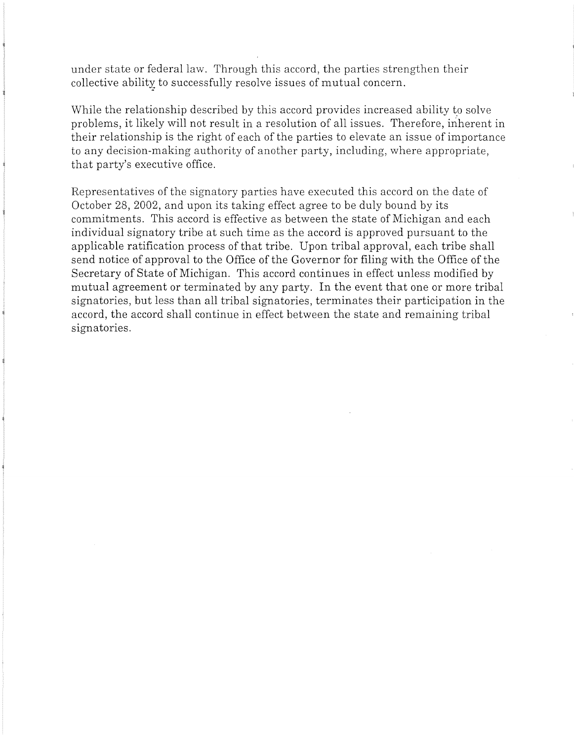under state or federal law. Through this accord, the parties strengthen their collective ability to successfully resolve issues of mutual concern.

While the relationship described by this accord provides increased ability to solve problems, it likely will not result in a resolution of all issues. Therefore, inherent in their relationship is the right of each of the parties to elevate an issue of importance to any decision-making authority of another party, including, where appropriate, that party's executive office.

Representatives of the signatory parties have executed this accord on the date of October 28, 2002, and upon its taking effect agree to be duly bound by its commitments. This accord is effective as between the state of Michigan and each individual signatory tribe at such time as the accord is approved pursuant to the applicable ratification process of that tribe. Upon tribal approval, each tribe shall send notice of approval to the Office of the Governor for filing with the Office of the Secretary of State of Michigan. This accord continues in effect unless modified by mutual agreement or terminated by any party. In the event that one or more tribal signatories, but less than all tribal signatories, terminates their participation in the accord, the accord shall continue in effect between the state and remaining tribal signatories.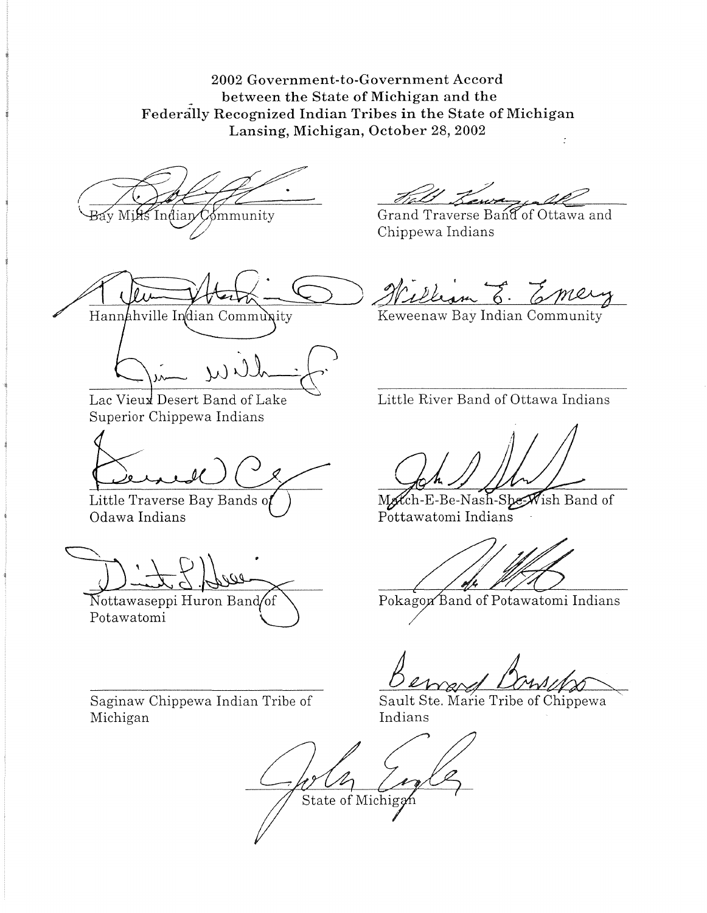**2002 Government-to-Government Accord between the State of Michigan and the Federally Recognized Indian Tribes in the State of Michigan Lansing, Michigan, October 28, 2002**

Bay Mills Indian Community

Grand Traverse Band of Ottawa and Chippewa Indians

Hannahville Indian Community

Keweenaw Bay Indian Community

Lac Vieux Desert Band of Lake Superior Chippewa Indians

Little River Band of Ottawa Indians

Little Traverse Bay Bands of Odawa Indians

Match-E-Be-Nash-She-Wish Band of Pottawatomi Indians

Nottawaseppi Huron Band of Potawatomi

Pokagon Band of Potawatomi Indians

Saginaw Chippewa Indian Tribe of Michigan

Sault Ste. Marie Tribe of Chippewa Indians

State of Michigan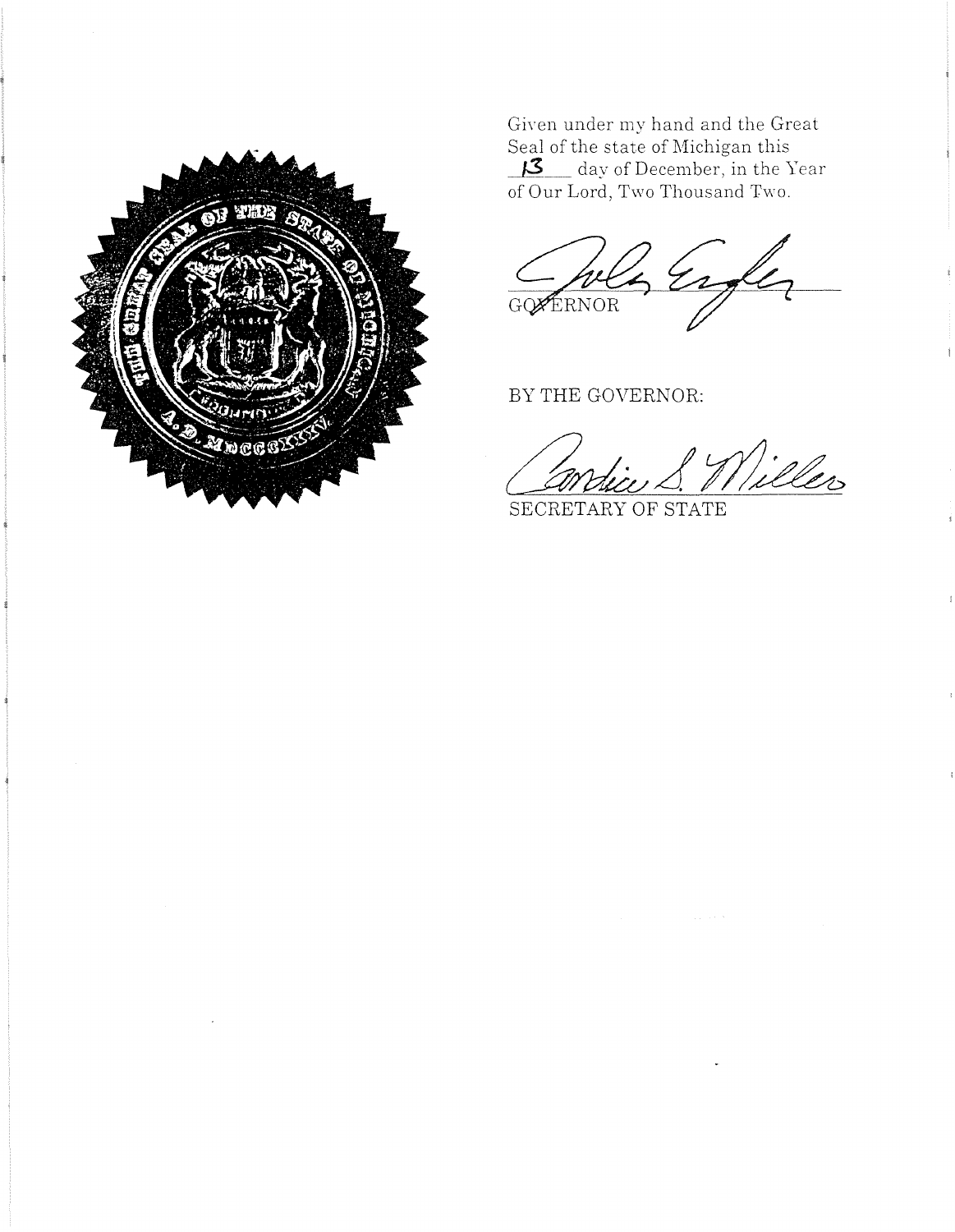Given under my hand and the Great Seal of the state of Michigan this 13 day of December, in the Year of Our Lord, Two Thousand Two.

John Engler
GOVERNOR

BY THE GOVERNOR:

Candice S. Miller
SECRETARY OF STATE